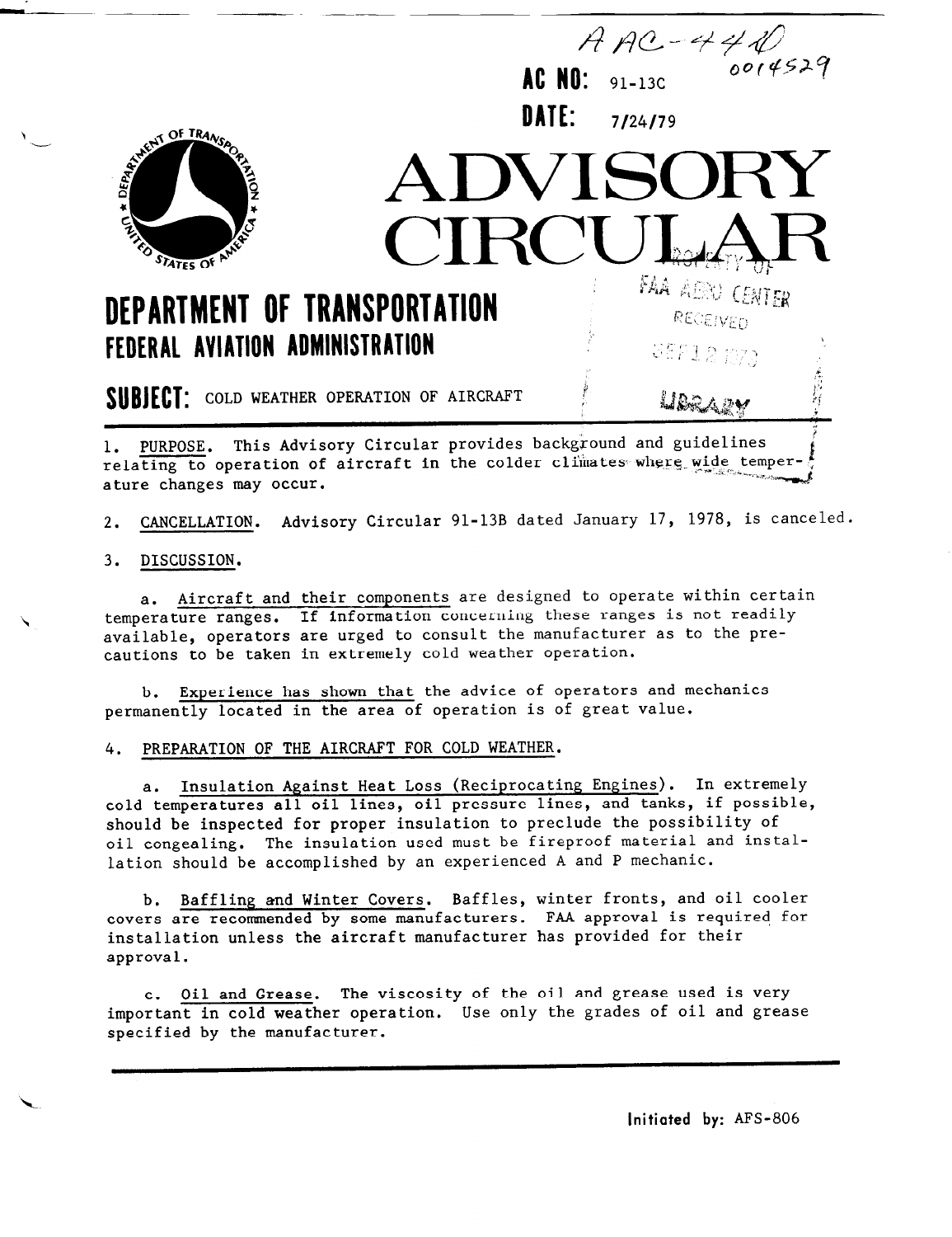AAC-440
0014529

**AC NO:** 91-13C

**DATE:** 7/24/79

# ADVISORY CIRCULAR

## DEPARTMENT OF TRANSPORTATION
### FEDERAL AVIATION ADMINISTRATION

PROPERTY OF FAA AERO CENTER RECEIVED SEP 12 1979 LIBRARY

**SUBJECT:** COLD WEATHER OPERATION OF AIRCRAFT

1. PURPOSE. This Advisory Circular provides background and guidelines relating to operation of aircraft in the colder climates where wide temperature changes may occur.

2. CANCELLATION. Advisory Circular 91-13B dated January 17, 1978, is canceled.

3. DISCUSSION.

   a. Aircraft and their components are designed to operate within certain temperature ranges. If information concerning these ranges is not readily available, operators are urged to consult the manufacturer as to the precautions to be taken in extremely cold weather operation.

   b. Experience has shown that the advice of operators and mechanics permanently located in the area of operation is of great value.

4. PREPARATION OF THE AIRCRAFT FOR COLD WEATHER.

   a. Insulation Against Heat Loss (Reciprocating Engines). In extremely cold temperatures all oil lines, oil pressure lines, and tanks, if possible, should be inspected for proper insulation to preclude the possibility of oil congealing. The insulation used must be fireproof material and installation should be accomplished by an experienced A and P mechanic.

   b. Baffling and Winter Covers. Baffles, winter fronts, and oil cooler covers are recommended by some manufacturers. FAA approval is required for installation unless the aircraft manufacturer has provided for their approval.

   c. Oil and Grease. The viscosity of the oil and grease used is very important in cold weather operation. Use only the grades of oil and grease specified by the manufacturer.

Initiated by: AFS-806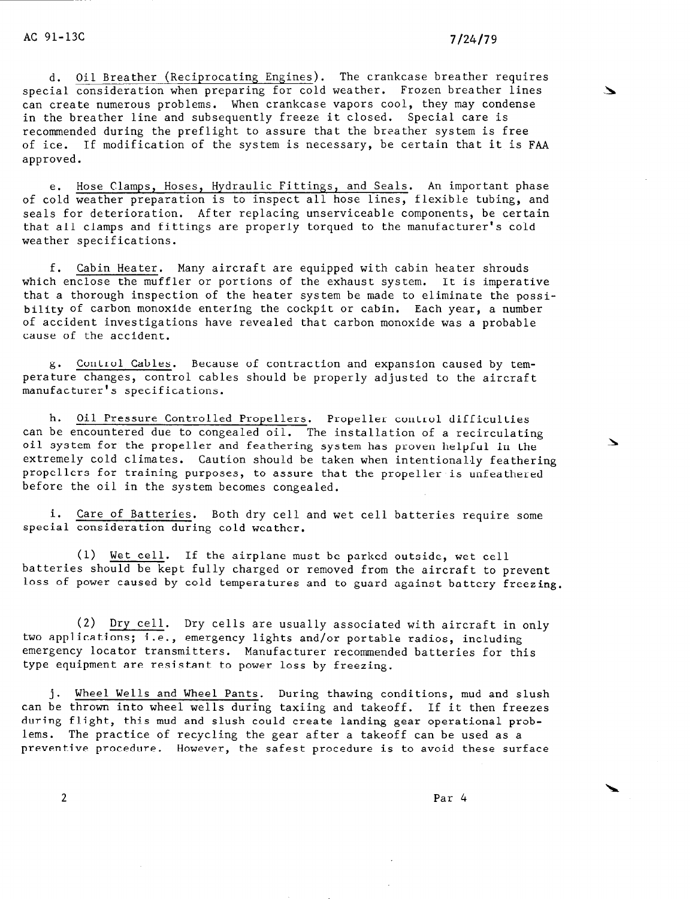d. Oil Breather (Reciprocating Engines). The crankcase breather requires special consideration when preparing for cold weather. Frozen breather lines can create numerous problems. When crankcase vapors cool, they may condense in the breather line and subsequently freeze it closed. Special care is recommended during the preflight to assure that the breather system is free of ice. If modification of the system is necessary, be certain that it is FAA approved.

e. Hose Clamps, Hoses, Hydraulic Fittings, and Seals. An important phase of cold weather preparation is to inspect all hose lines, flexible tubing, and seals for deterioration. After replacing unserviceable components, be certain that all clamps and fittings are properly torqued to the manufacturer's cold weather specifications.

f. Cabin Heater. Many aircraft are equipped with cabin heater shrouds which enclose the muffler or portions of the exhaust system. It is imperative that a thorough inspection of the heater system be made to eliminate the possibility of carbon monoxide entering the cockpit or cabin. Each year, a number of accident investigations have revealed that carbon monoxide was a probable cause of the accident.

g. Control Cables. Because of contraction and expansion caused by temperature changes, control cables should be properly adjusted to the aircraft manufacturer's specifications.

h. Oil Pressure Controlled Propellers. Propeller control difficulties can be encountered due to congealed oil. The installation of a recirculating oil system for the propeller and feathering system has proven helpful in the extremely cold climates. Caution should be taken when intentionally feathering propellers for training purposes, to assure that the propeller is unfeathered before the oil in the system becomes congealed.

i. Care of Batteries. Both dry cell and wet cell batteries require some special consideration during cold weather.

(1) Wet cell. If the airplane must be parked outside, wet cell batteries should be kept fully charged or removed from the aircraft to prevent loss of power caused by cold temperatures and to guard against battery freezing.

(2) Dry cell. Dry cells are usually associated with aircraft in only two applications; i.e., emergency lights and/or portable radios, including emergency locator transmitters. Manufacturer recommended batteries for this type equipment are resistant to power loss by freezing.

j. Wheel Wells and Wheel Pants. During thawing conditions, mud and slush can be thrown into wheel wells during taxiing and takeoff. If it then freezes during flight, this mud and slush could create landing gear operational problems. The practice of recycling the gear after a takeoff can be used as a preventive procedure. However, the safest procedure is to avoid these surface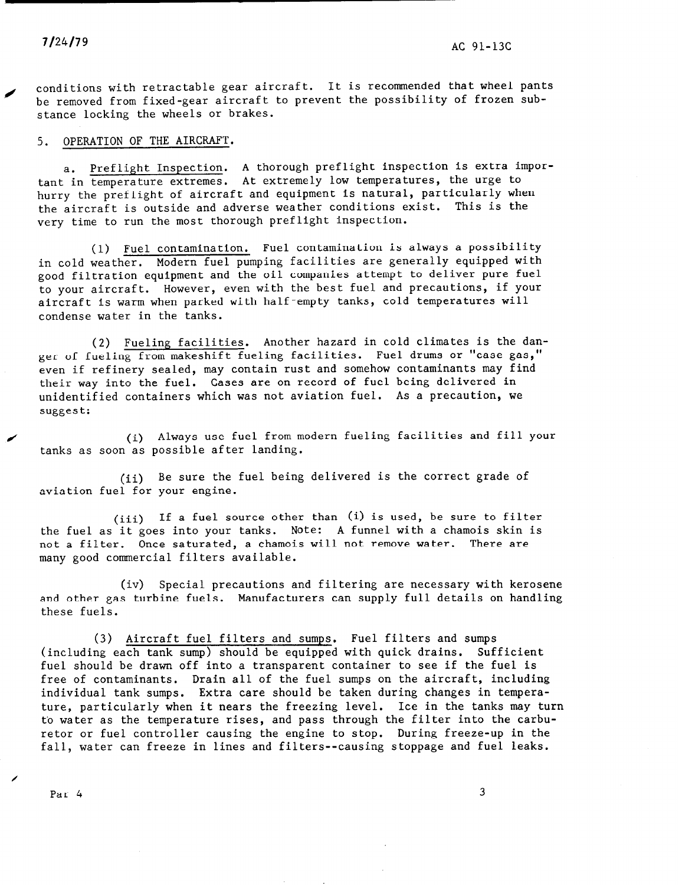conditions with retractable gear aircraft. It is recommended that wheel pants be removed from fixed-gear aircraft to prevent the possibility of frozen substance locking the wheels or brakes.

## 5. OPERATION OF THE AIRCRAFT.

a. Preflight Inspection. A thorough preflight inspection is extra important in temperature extremes. At extremely low temperatures, the urge to hurry the preflight of aircraft and equipment is natural, particularly when the aircraft is outside and adverse weather conditions exist. This is the very time to run the most thorough preflight inspection.

(1) Fuel contamination. Fuel contamination is always a possibility in cold weather. Modern fuel pumping facilities are generally equipped with good filtration equipment and the oil companies attempt to deliver pure fuel to your aircraft. However, even with the best fuel and precautions, if your aircraft is warm when parked with half-empty tanks, cold temperatures will condense water in the tanks.

(2) Fueling facilities. Another hazard in cold climates is the danger of fueling from makeshift fueling facilities. Fuel drums or "case gas," even if refinery sealed, may contain rust and somehow contaminants may find their way into the fuel. Cases are on record of fuel being delivered in unidentified containers which was not aviation fuel. As a precaution, we suggest:

(i) Always use fuel from modern fueling facilities and fill your tanks as soon as possible after landing.

(ii) Be sure the fuel being delivered is the correct grade of aviation fuel for your engine.

(iii) If a fuel source other than (i) is used, be sure to filter the fuel as it goes into your tanks. Note: A funnel with a chamois skin is not a filter. Once saturated, a chamois will not remove water. There are many good commercial filters available.

(iv) Special precautions and filtering are necessary with kerosene and other gas turbine fuels. Manufacturers can supply full details on handling these fuels.

(3) Aircraft fuel filters and sumps. Fuel filters and sumps (including each tank sump) should be equipped with quick drains. Sufficient fuel should be drawn off into a transparent container to see if the fuel is free of contaminants. Drain all of the fuel sumps on the aircraft, including individual tank sumps. Extra care should be taken during changes in temperature, particularly when it nears the freezing level. Ice in the tanks may turn to water as the temperature rises, and pass through the filter into the carburetor or fuel controller causing the engine to stop. During freeze-up in the fall, water can freeze in lines and filters--causing stoppage and fuel leaks.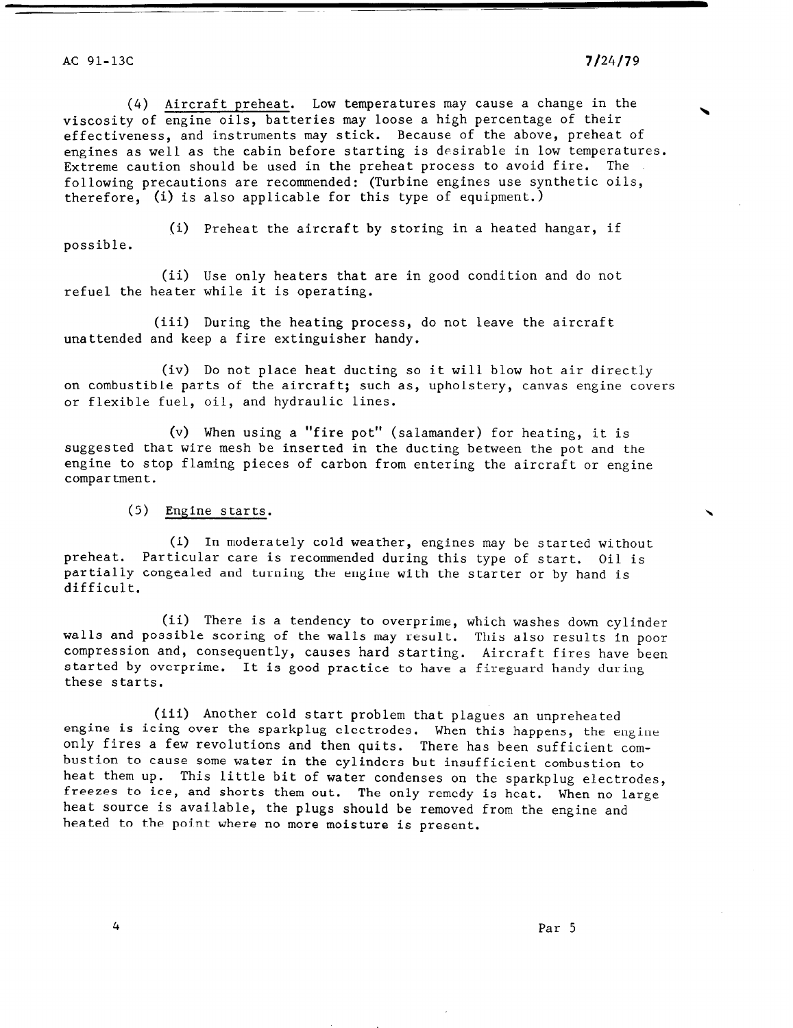(4) Aircraft preheat. Low temperatures may cause a change in the viscosity of engine oils, batteries may loose a high percentage of their effectiveness, and instruments may stick. Because of the above, preheat of engines as well as the cabin before starting is desirable in low temperatures. Extreme caution should be used in the preheat process to avoid fire. The following precautions are recommended: (Turbine engines use synthetic oils, therefore, (i) is also applicable for this type of equipment.)

(i) Preheat the aircraft by storing in a heated hangar, if possible.

(ii) Use only heaters that are in good condition and do not refuel the heater while it is operating.

(iii) During the heating process, do not leave the aircraft unattended and keep a fire extinguisher handy.

(iv) Do not place heat ducting so it will blow hot air directly on combustible parts of the aircraft; such as, upholstery, canvas engine covers or flexible fuel, oil, and hydraulic lines.

(v) When using a "fire pot" (salamander) for heating, it is suggested that wire mesh be inserted in the ducting between the pot and the engine to stop flaming pieces of carbon from entering the aircraft or engine compartment.

(5) Engine starts.

(i) In moderately cold weather, engines may be started without preheat. Particular care is recommended during this type of start. Oil is partially congealed and turning the engine with the starter or by hand is difficult.

(ii) There is a tendency to overprime, which washes down cylinder walls and possible scoring of the walls may result. This also results in poor compression and, consequently, causes hard starting. Aircraft fires have been started by overprime. It is good practice to have a fireguard handy during these starts.

(iii) Another cold start problem that plagues an unpreheated engine is icing over the sparkplug electrodes. When this happens, the engine only fires a few revolutions and then quits. There has been sufficient combustion to cause some water in the cylinders but insufficient combustion to heat them up. This little bit of water condenses on the sparkplug electrodes, freezes to ice, and shorts them out. The only remedy is heat. When no large heat source is available, the plugs should be removed from the engine and heated to the point where no more moisture is present.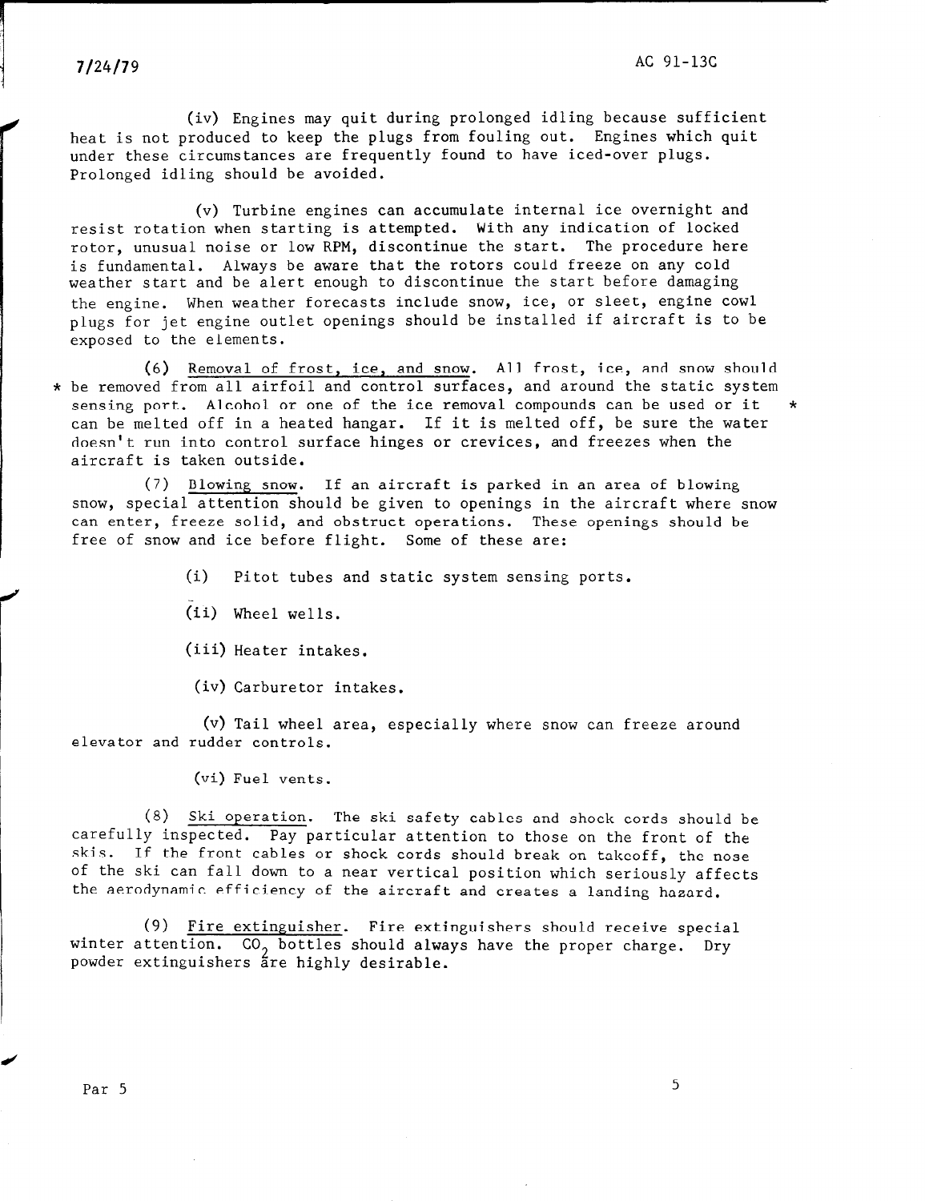(iv) Engines may quit during prolonged idling because sufficient heat is not produced to keep the plugs from fouling out. Engines which quit under these circumstances are frequently found to have iced-over plugs. Prolonged idling should be avoided.

(v) Turbine engines can accumulate internal ice overnight and resist rotation when starting is attempted. With any indication of locked rotor, unusual noise or low RPM, discontinue the start. The procedure here is fundamental. Always be aware that the rotors could freeze on any cold weather start and be alert enough to discontinue the start before damaging the engine. When weather forecasts include snow, ice, or sleet, engine cowl plugs for jet engine outlet openings should be installed if aircraft is to be exposed to the elements.

(6) Removal of frost, ice, and snow. All frost, ice, and snow should be removed from all airfoil and control surfaces, and around the static system sensing port. Alcohol or one of the ice removal compounds can be used or it can be melted off in a heated hangar. If it is melted off, be sure the water doesn't run into control surface hinges or crevices, and freezes when the aircraft is taken outside.

(7) Blowing snow. If an aircraft is parked in an area of blowing snow, special attention should be given to openings in the aircraft where snow can enter, freeze solid, and obstruct operations. These openings should be free of snow and ice before flight. Some of these are:

(i) Pitot tubes and static system sensing ports.

(ii) Wheel wells.

(iii) Heater intakes.

(iv) Carburetor intakes.

(v) Tail wheel area, especially where snow can freeze around elevator and rudder controls.

(vi) Fuel vents.

(8) Ski operation. The ski safety cables and shock cords should be carefully inspected. Pay particular attention to those on the front of the skis. If the front cables or shock cords should break on takeoff, the nose of the ski can fall down to a near vertical position which seriously affects the aerodynamic efficiency of the aircraft and creates a landing hazard.

(9) Fire extinguisher. Fire extinguishers should receive special winter attention. $CO_2$ bottles should always have the proper charge. Dry powder extinguishers are highly desirable.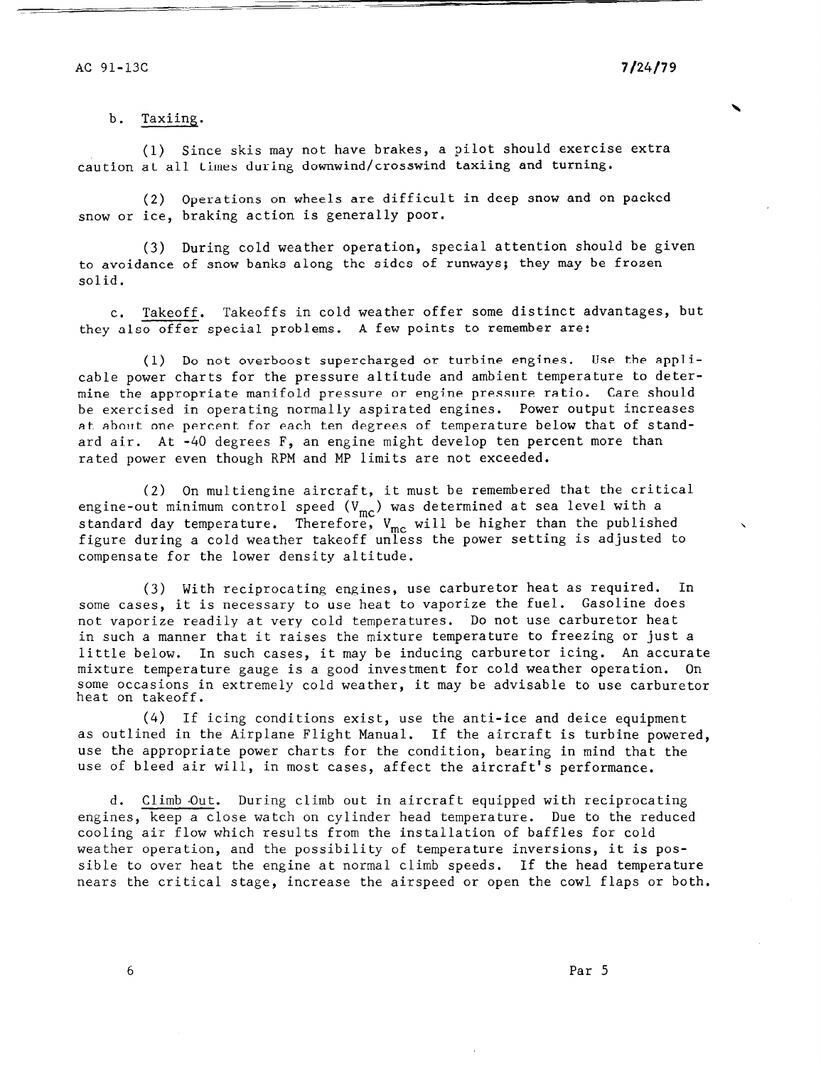b. Taxiing.

(1) Since skis may not have brakes, a pilot should exercise extra caution at all times during downwind/crosswind taxiing and turning.

(2) Operations on wheels are difficult in deep snow and on packed snow or ice, braking action is generally poor.

(3) During cold weather operation, special attention should be given to avoidance of snow banks along the sides of runways; they may be frozen solid.

c. Takeoff. Takeoffs in cold weather offer some distinct advantages, but they also offer special problems. A few points to remember are:

(1) Do not overboost supercharged or turbine engines. Use the applicable power charts for the pressure altitude and ambient temperature to determine the appropriate manifold pressure or engine pressure ratio. Care should be exercised in operating normally aspirated engines. Power output increases at about one percent for each ten degrees of temperature below that of standard air. At -40 degrees F, an engine might develop ten percent more than rated power even though RPM and MP limits are not exceeded.

(2) On multiengine aircraft, it must be remembered that the critical engine-out minimum control speed ($V_{mc}$) was determined at sea level with a standard day temperature. Therefore, $V_{mc}$ will be higher than the published figure during a cold weather takeoff unless the power setting is adjusted to compensate for the lower density altitude.

(3) With reciprocating engines, use carburetor heat as required. In some cases, it is necessary to use heat to vaporize the fuel. Gasoline does not vaporize readily at very cold temperatures. Do not use carburetor heat in such a manner that it raises the mixture temperature to freezing or just a little below. In such cases, it may be inducing carburetor icing. An accurate mixture temperature gauge is a good investment for cold weather operation. On some occasions in extremely cold weather, it may be advisable to use carburetor heat on takeoff.

(4) If icing conditions exist, use the anti-ice and deice equipment as outlined in the Airplane Flight Manual. If the aircraft is turbine powered, use the appropriate power charts for the condition, bearing in mind that the use of bleed air will, in most cases, affect the aircraft's performance.

d. Climb Out. During climb out in aircraft equipped with reciprocating engines, keep a close watch on cylinder head temperature. Due to the reduced cooling air flow which results from the installation of baffles for cold weather operation, and the possibility of temperature inversions, it is possible to over heat the engine at normal climb speeds. If the head temperature nears the critical stage, increase the airspeed or open the cowl flaps or both.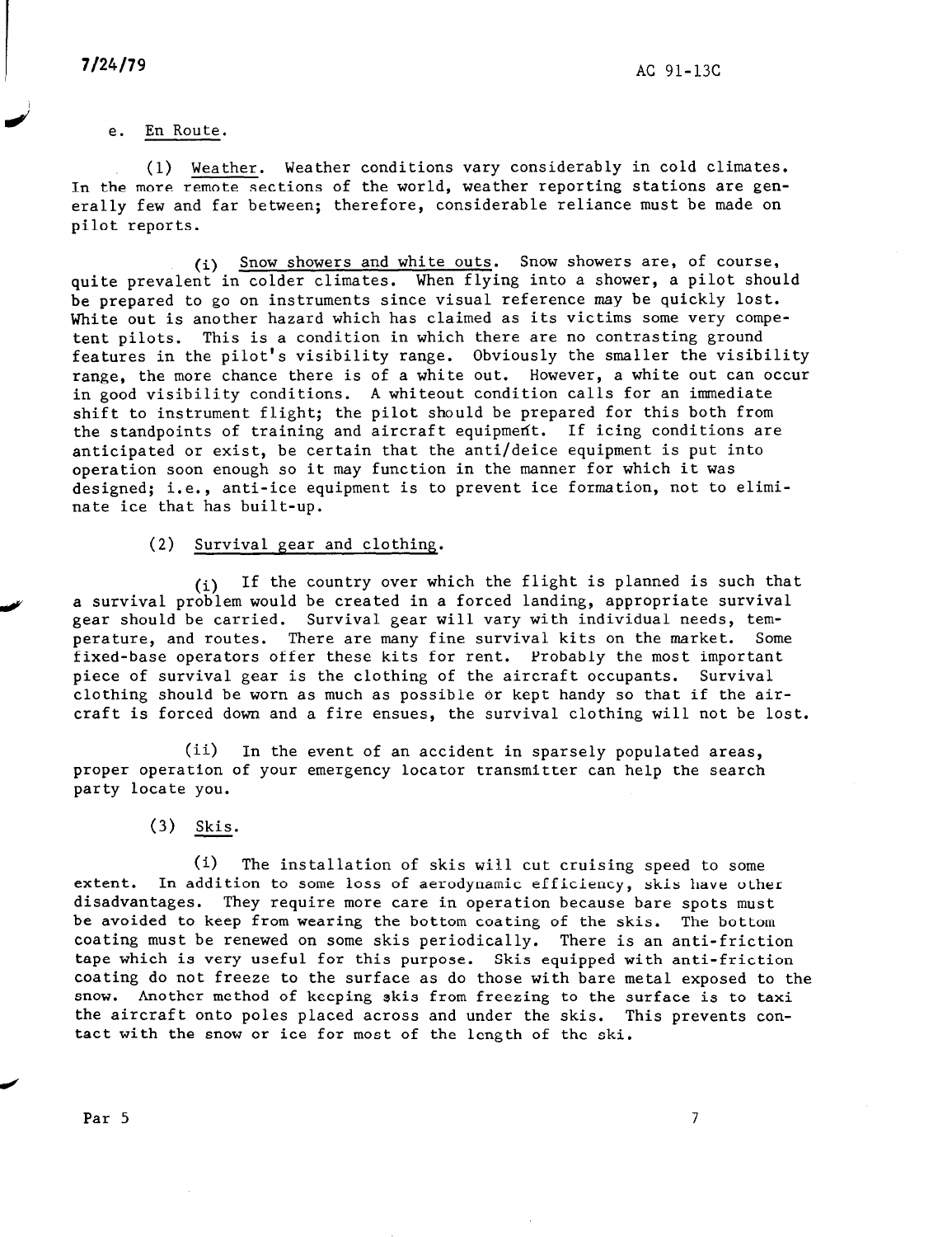e. <u>En Route</u>.

(1) <u>Weather</u>. Weather conditions vary considerably in cold climates. In the more remote sections of the world, weather reporting stations are generally few and far between; therefore, considerable reliance must be made on pilot reports.

(i) <u>Snow showers and white outs</u>. Snow showers are, of course, quite prevalent in colder climates. When flying into a shower, a pilot should be prepared to go on instruments since visual reference may be quickly lost. White out is another hazard which has claimed as its victims some very competent pilots. This is a condition in which there are no contrasting ground features in the pilot's visibility range. Obviously the smaller the visibility range, the more chance there is of a white out. However, a white out can occur in good visibility conditions. A whiteout condition calls for an immediate shift to instrument flight; the pilot should be prepared for this both from the standpoints of training and aircraft equipment. If icing conditions are anticipated or exist, be certain that the anti/deice equipment is put into operation soon enough so it may function in the manner for which it was designed; i.e., anti-ice equipment is to prevent ice formation, not to eliminate ice that has built-up.

(2) <u>Survival gear and clothing</u>.

(i) If the country over which the flight is planned is such that a survival problem would be created in a forced landing, appropriate survival gear should be carried. Survival gear will vary with individual needs, temperature, and routes. There are many fine survival kits on the market. Some fixed-base operators offer these kits for rent. Probably the most important piece of survival gear is the clothing of the aircraft occupants. Survival clothing should be worn as much as possible or kept handy so that if the aircraft is forced down and a fire ensues, the survival clothing will not be lost.

(ii) In the event of an accident in sparsely populated areas, proper operation of your emergency locator transmitter can help the search party locate you.

(3) <u>Skis</u>.

(i) The installation of skis will cut cruising speed to some extent. In addition to some loss of aerodynamic efficiency, skis have other disadvantages. They require more care in operation because bare spots must be avoided to keep from wearing the bottom coating of the skis. The bottom coating must be renewed on some skis periodically. There is an anti-friction tape which is very useful for this purpose. Skis equipped with anti-friction coating do not freeze to the surface as do those with bare metal exposed to the snow. Another method of keeping skis from freezing to the surface is to taxi the aircraft onto poles placed across and under the skis. This prevents contact with the snow or ice for most of the length of the ski.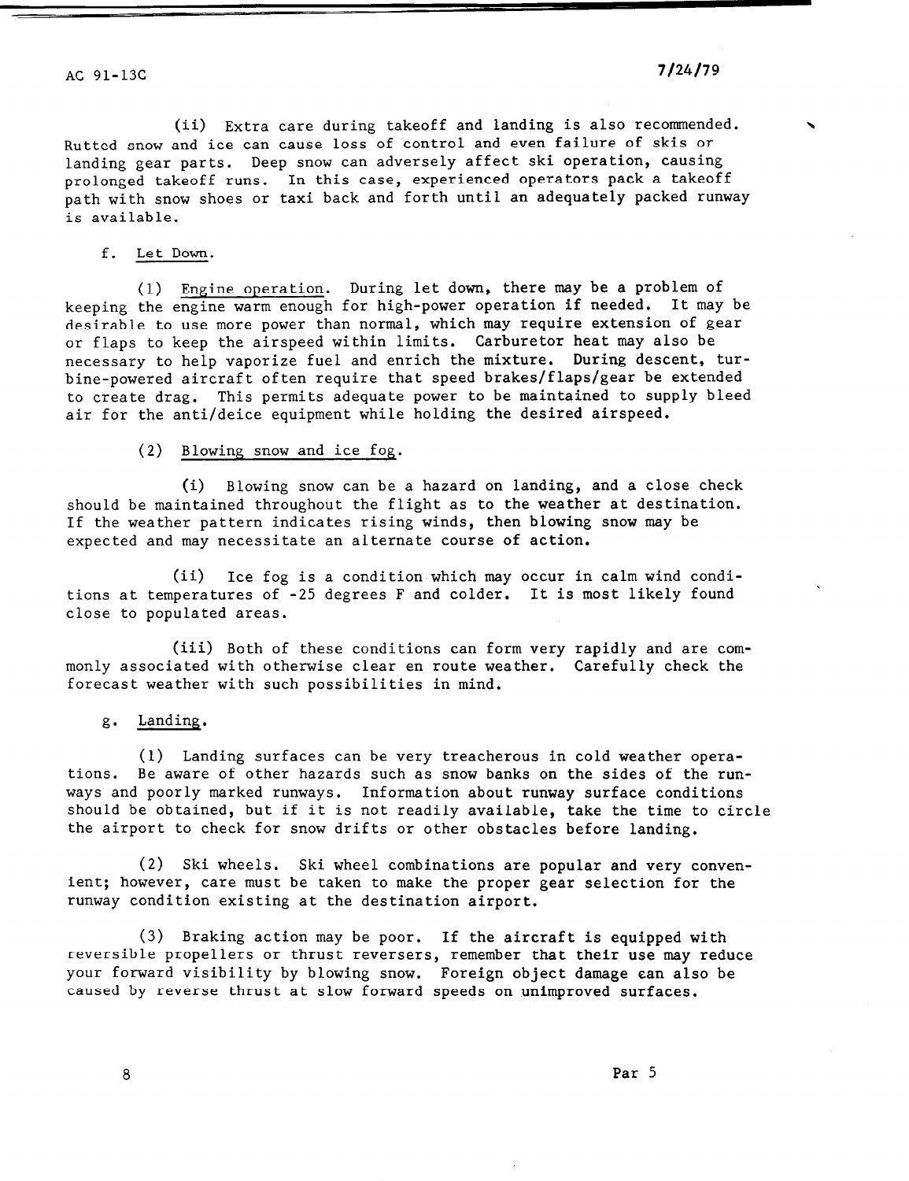(ii) Extra care during takeoff and landing is also recommended. Rutted snow and ice can cause loss of control and even failure of skis or landing gear parts. Deep snow can adversely affect ski operation, causing prolonged takeoff runs. In this case, experienced operators pack a takeoff path with snow shoes or taxi back and forth until an adequately packed runway is available.

f. Let Down.

(1) Engine operation. During let down, there may be a problem of keeping the engine warm enough for high-power operation if needed. It may be desirable to use more power than normal, which may require extension of gear or flaps to keep the airspeed within limits. Carburetor heat may also be necessary to help vaporize fuel and enrich the mixture. During descent, turbine-powered aircraft often require that speed brakes/flaps/gear be extended to create drag. This permits adequate power to be maintained to supply bleed air for the anti/deice equipment while holding the desired airspeed.

(2) Blowing snow and ice fog.

(i) Blowing snow can be a hazard on landing, and a close check should be maintained throughout the flight as to the weather at destination. If the weather pattern indicates rising winds, then blowing snow may be expected and may necessitate an alternate course of action.

(ii) Ice fog is a condition which may occur in calm wind conditions at temperatures of -25 degrees F and colder. It is most likely found close to populated areas.

(iii) Both of these conditions can form very rapidly and are commonly associated with otherwise clear en route weather. Carefully check the forecast weather with such possibilities in mind.

g. Landing.

(1) Landing surfaces can be very treacherous in cold weather operations. Be aware of other hazards such as snow banks on the sides of the runways and poorly marked runways. Information about runway surface conditions should be obtained, but if it is not readily available, take the time to circle the airport to check for snow drifts or other obstacles before landing.

(2) Ski wheels. Ski wheel combinations are popular and very convenient; however, care must be taken to make the proper gear selection for the runway condition existing at the destination airport.

(3) Braking action may be poor. If the aircraft is equipped with reversible propellers or thrust reversers, remember that their use may reduce your forward visibility by blowing snow. Foreign object damage can also be caused by reverse thrust at slow forward speeds on unimproved surfaces.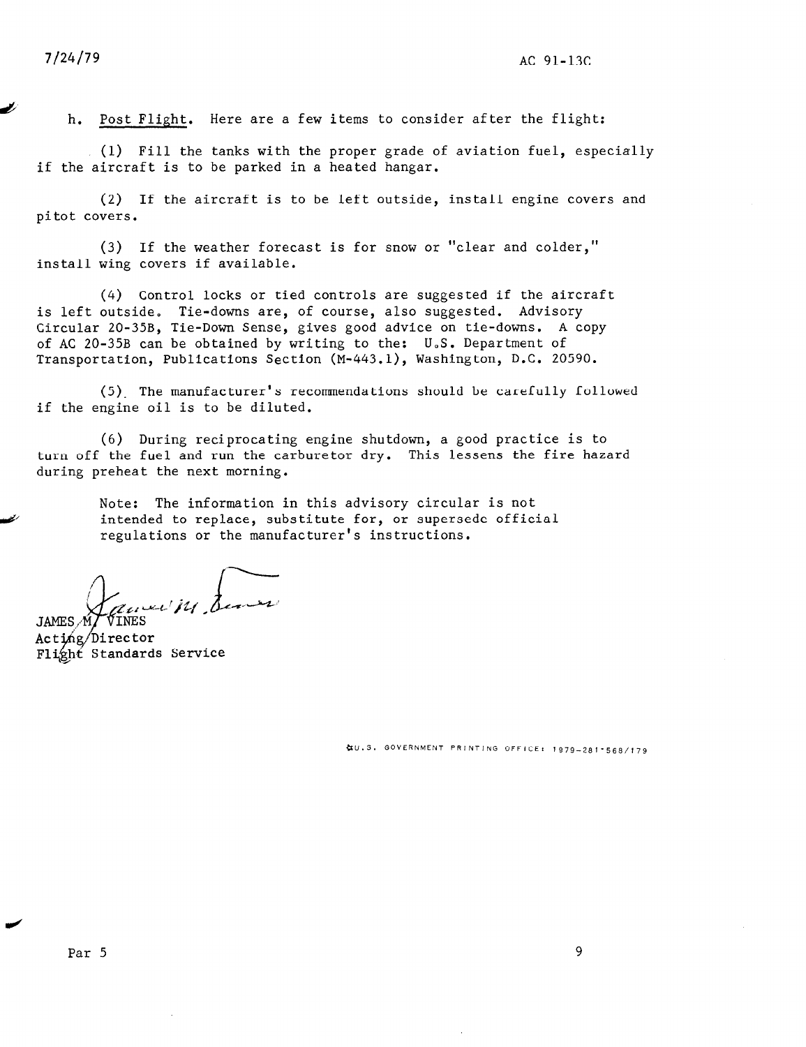h. Post Flight. Here are a few items to consider after the flight:

(1) Fill the tanks with the proper grade of aviation fuel, especially if the aircraft is to be parked in a heated hangar.

(2) If the aircraft is to be left outside, install engine covers and pitot covers.

(3) If the weather forecast is for snow or "clear and colder," install wing covers if available.

(4) Control locks or tied controls are suggested if the aircraft is left outside. Tie-downs are, of course, also suggested. Advisory Circular 20-35B, Tie-Down Sense, gives good advice on tie-downs. A copy of AC 20-35B can be obtained by writing to the: U.S. Department of Transportation, Publications Section (M-443.1), Washington, D.C. 20590.

(5) The manufacturer's recommendations should be carefully followed if the engine oil is to be diluted.

(6) During reciprocating engine shutdown, a good practice is to turn off the fuel and run the carburetor dry. This lessens the fire hazard during preheat the next morning.

Note: The information in this advisory circular is not intended to replace, substitute for, or supersede official regulations or the manufacturer's instructions.

JAMES M. VINES
Acting Director
Flight Standards Service

U.S. GOVERNMENT PRINTING OFFICE: 1979-281-568/179